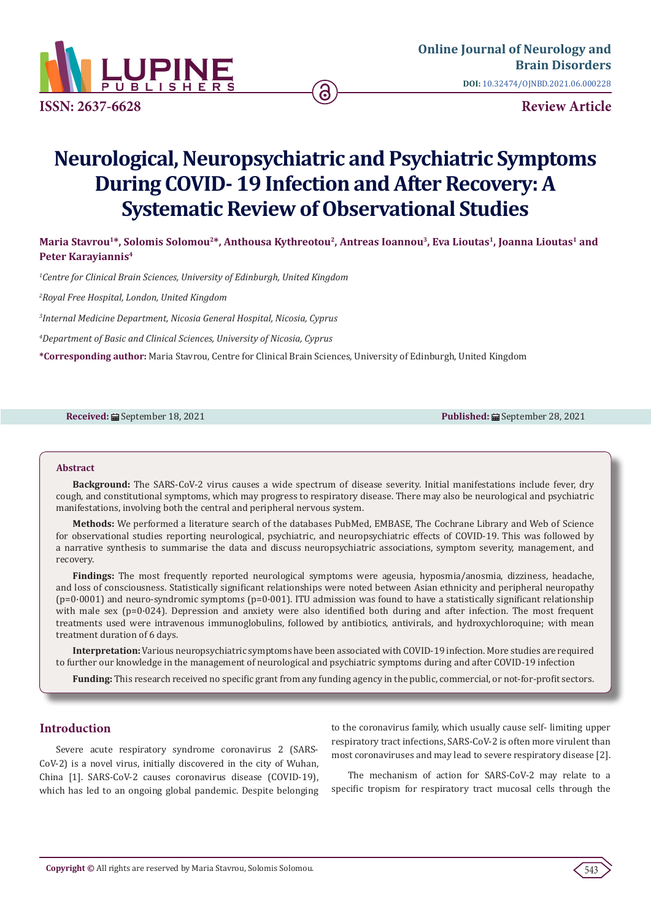# Neurological, Neuropsychiatric and Psychiatric Symptoms During COVID- 19 Infection and After Recovery: A Systematic Review of Observational Studies

**Maria Stavrou[1]\*, Solomis Solomou[2]\*, Anthousa Kythreotou[2], Antreas Ioannou[3], Eva Lioutas[1], Joanna Lioutas[1] and Peter Karayiannis[4]**

[1]*Centre for Clinical Brain Sciences, University of Edinburgh, United Kingdom*

[2]*Royal Free Hospital, London, United Kingdom*

[3]*Internal Medicine Department, Nicosia General Hospital, Nicosia, Cyprus*

[4]*Department of Basic and Clinical Sciences, University of Nicosia, Cyprus*

**\*Corresponding author:** Maria Stavrou, Centre for Clinical Brain Sciences, University of Edinburgh, United Kingdom

**Received:** September 18, 2021 **Published:** September 28, 2021

## Abstract

**Background:** The SARS-CoV-2 virus causes a wide spectrum of disease severity. Initial manifestations include fever, dry cough, and constitutional symptoms, which may progress to respiratory disease. There may also be neurological and psychiatric manifestations, involving both the central and peripheral nervous system.

**Methods:** We performed a literature search of the databases PubMed, EMBASE, The Cochrane Library and Web of Science for observational studies reporting neurological, psychiatric, and neuropsychiatric effects of COVID-19. This was followed by a narrative synthesis to summarise the data and discuss neuropsychiatric associations, symptom severity, management, and recovery.

**Findings:** The most frequently reported neurological symptoms were ageusia, hyposmia/anosmia, dizziness, headache, and loss of consciousness. Statistically significant relationships were noted between Asian ethnicity and peripheral neuropathy ($p=0{\cdot}0001$) and neuro-syndromic symptoms ($p=0{\cdot}001$). ITU admission was found to have a statistically significant relationship with male sex ($p=0{\cdot}024$). Depression and anxiety were also identified both during and after infection. The most frequent treatments used were intravenous immunoglobulins, followed by antibiotics, antivirals, and hydroxychloroquine; with mean treatment duration of 6 days.

**Interpretation:** Various neuropsychiatric symptoms have been associated with COVID-19 infection. More studies are required to further our knowledge in the management of neurological and psychiatric symptoms during and after COVID-19 infection

**Funding:** This research received no specific grant from any funding agency in the public, commercial, or not-for-profit sectors.

## Introduction

Severe acute respiratory syndrome coronavirus 2 (SARS-CoV-2) is a novel virus, initially discovered in the city of Wuhan, China [1]. SARS-CoV-2 causes coronavirus disease (COVID-19), which has led to an ongoing global pandemic. Despite belonging to the coronavirus family, which usually cause self- limiting upper respiratory tract infections, SARS-CoV-2 is often more virulent than most coronaviruses and may lead to severe respiratory disease [2].

The mechanism of action for SARS-CoV-2 may relate to a specific tropism for respiratory tract mucosal cells through the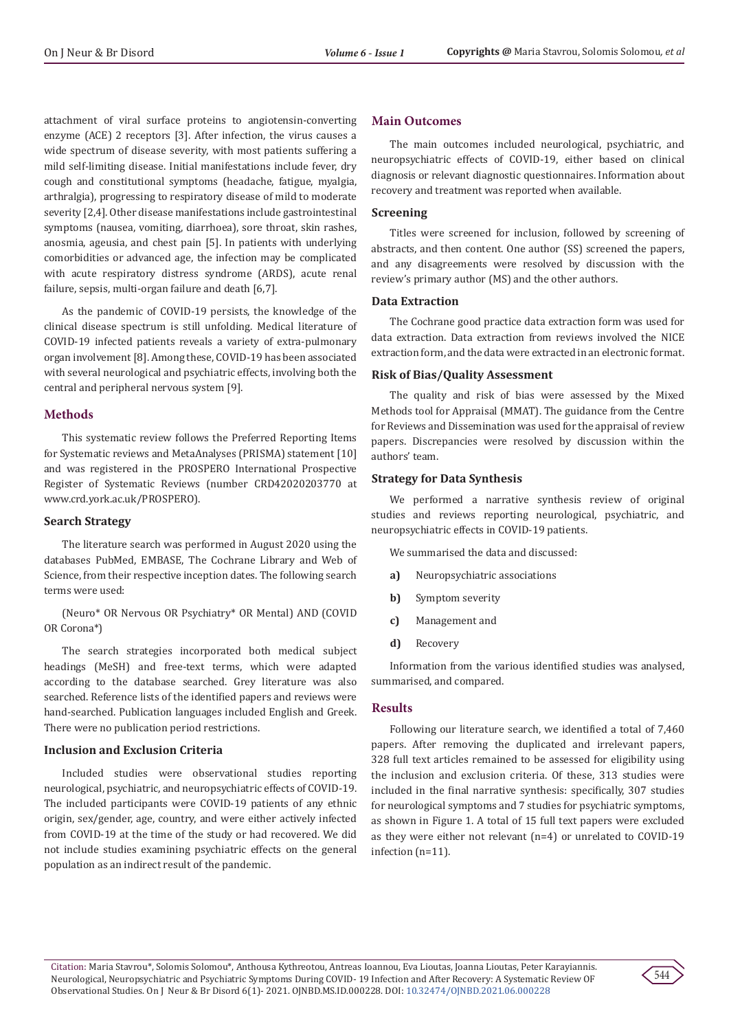attachment of viral surface proteins to angiotensin-converting enzyme (ACE) 2 receptors [3]. After infection, the virus causes a wide spectrum of disease severity, with most patients suffering a mild self-limiting disease. Initial manifestations include fever, dry cough and constitutional symptoms (headache, fatigue, myalgia, arthralgia), progressing to respiratory disease of mild to moderate severity [2,4]. Other disease manifestations include gastrointestinal symptoms (nausea, vomiting, diarrhoea), sore throat, skin rashes, anosmia, ageusia, and chest pain [5]. In patients with underlying comorbidities or advanced age, the infection may be complicated with acute respiratory distress syndrome (ARDS), acute renal failure, sepsis, multi-organ failure and death [6,7].

As the pandemic of COVID-19 persists, the knowledge of the clinical disease spectrum is still unfolding. Medical literature of COVID-19 infected patients reveals a variety of extra-pulmonary organ involvement [8]. Among these, COVID-19 has been associated with several neurological and psychiatric effects, involving both the central and peripheral nervous system [9].

## Methods

This systematic review follows the Preferred Reporting Items for Systematic reviews and MetaAnalyses (PRISMA) statement [10] and was registered in the PROSPERO International Prospective Register of Systematic Reviews (number CRD42020203770 at www.crd.york.ac.uk/PROSPERO).

### Search Strategy

The literature search was performed in August 2020 using the databases PubMed, EMBASE, The Cochrane Library and Web of Science, from their respective inception dates. The following search terms were used:

(Neuro* OR Nervous OR Psychiatry* OR Mental) AND (COVID OR Corona*)

The search strategies incorporated both medical subject headings (MeSH) and free-text terms, which were adapted according to the database searched. Grey literature was also searched. Reference lists of the identified papers and reviews were hand-searched. Publication languages included English and Greek. There were no publication period restrictions.

### Inclusion and Exclusion Criteria

Included studies were observational studies reporting neurological, psychiatric, and neuropsychiatric effects of COVID-19. The included participants were COVID-19 patients of any ethnic origin, sex/gender, age, country, and were either actively infected from COVID-19 at the time of the study or had recovered. We did not include studies examining psychiatric effects on the general population as an indirect result of the pandemic.

### Main Outcomes

The main outcomes included neurological, psychiatric, and neuropsychiatric effects of COVID-19, either based on clinical diagnosis or relevant diagnostic questionnaires. Information about recovery and treatment was reported when available.

### Screening

Titles were screened for inclusion, followed by screening of abstracts, and then content. One author (SS) screened the papers, and any disagreements were resolved by discussion with the review's primary author (MS) and the other authors.

### Data Extraction

The Cochrane good practice data extraction form was used for data extraction. Data extraction from reviews involved the NICE extraction form, and the data were extracted in an electronic format.

### Risk of Bias/Quality Assessment

The quality and risk of bias were assessed by the Mixed Methods tool for Appraisal (MMAT). The guidance from the Centre for Reviews and Dissemination was used for the appraisal of review papers. Discrepancies were resolved by discussion within the authors' team.

### Strategy for Data Synthesis

We performed a narrative synthesis review of original studies and reviews reporting neurological, psychiatric, and neuropsychiatric effects in COVID-19 patients.

We summarised the data and discussed:

- **a)** Neuropsychiatric associations
- **b)** Symptom severity
- **c)** Management and
- **d)** Recovery

Information from the various identified studies was analysed, summarised, and compared.

## Results

Following our literature search, we identified a total of 7,460 papers. After removing the duplicated and irrelevant papers, 328 full text articles remained to be assessed for eligibility using the inclusion and exclusion criteria. Of these, 313 studies were included in the final narrative synthesis: specifically, 307 studies for neurological symptoms and 7 studies for psychiatric symptoms, as shown in Figure 1. A total of 15 full text papers were excluded as they were either not relevant (n=4) or unrelated to COVID-19 infection (n=11).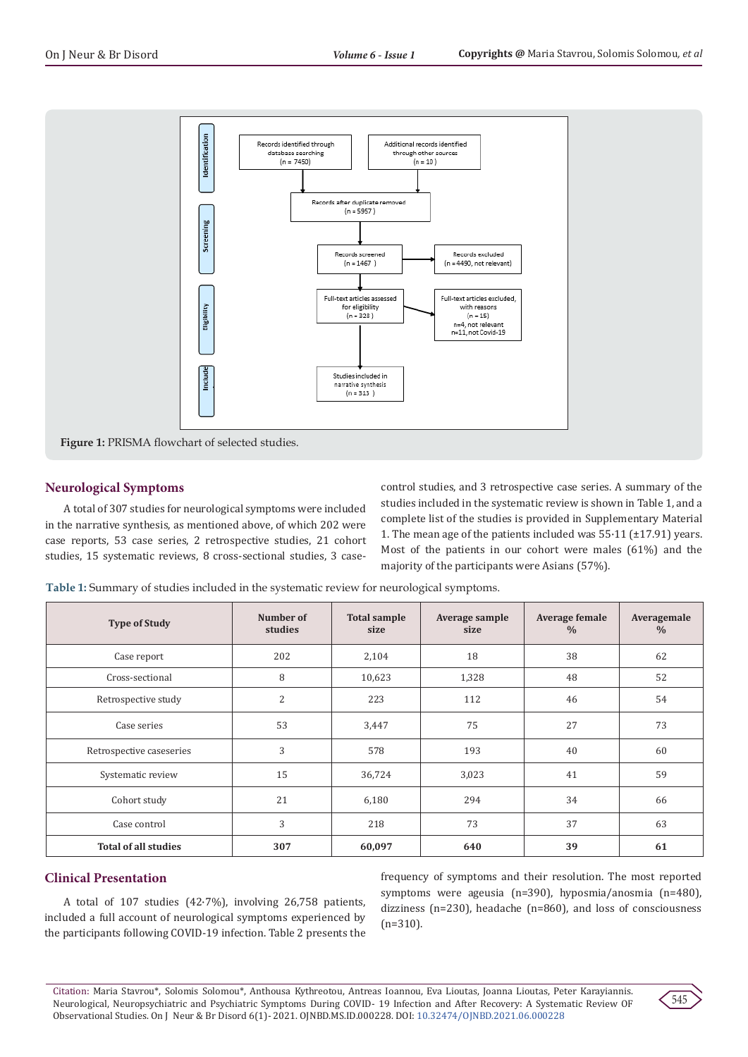Figure 1: PRISMA flowchart of selected studies.

## Neurological Symptoms

A total of 307 studies for neurological symptoms were included in the narrative synthesis, as mentioned above, of which 202 were case reports, 53 case series, 2 retrospective studies, 21 cohort studies, 15 systematic reviews, 8 cross-sectional studies, 3 case-control studies, and 3 retrospective case series. A summary of the studies included in the systematic review is shown in Table 1, and a complete list of the studies is provided in Supplementary Material 1. The mean age of the patients included was 55·11 (±17.91) years. Most of the patients in our cohort were males (61%) and the majority of the participants were Asians (57%).

**Table 1:** Summary of studies included in the systematic review for neurological symptoms.

| Type of Study | Number of studies | Total sample size | Average sample size | Average female % | Averagemale % |
|---|---|---|---|---|---|
| Case report | 202 | 2,104 | 18 | 38 | 62 |
| Cross-sectional | 8 | 10,623 | 1,328 | 48 | 52 |
| Retrospective study | 2 | 223 | 112 | 46 | 54 |
| Case series | 53 | 3,447 | 75 | 27 | 73 |
| Retrospective caseseries | 3 | 578 | 193 | 40 | 60 |
| Systematic review | 15 | 36,724 | 3,023 | 41 | 59 |
| Cohort study | 21 | 6,180 | 294 | 34 | 66 |
| Case control | 3 | 218 | 73 | 37 | 63 |
| **Total of all studies** | **307** | **60,097** | **640** | **39** | **61** |

## Clinical Presentation

A total of 107 studies (42·7%), involving 26,758 patients, included a full account of neurological symptoms experienced by the participants following COVID-19 infection. Table 2 presents the frequency of symptoms and their resolution. The most reported symptoms were ageusia (n=390), hyposmia/anosmia (n=480), dizziness (n=230), headache (n=860), and loss of consciousness (n=310).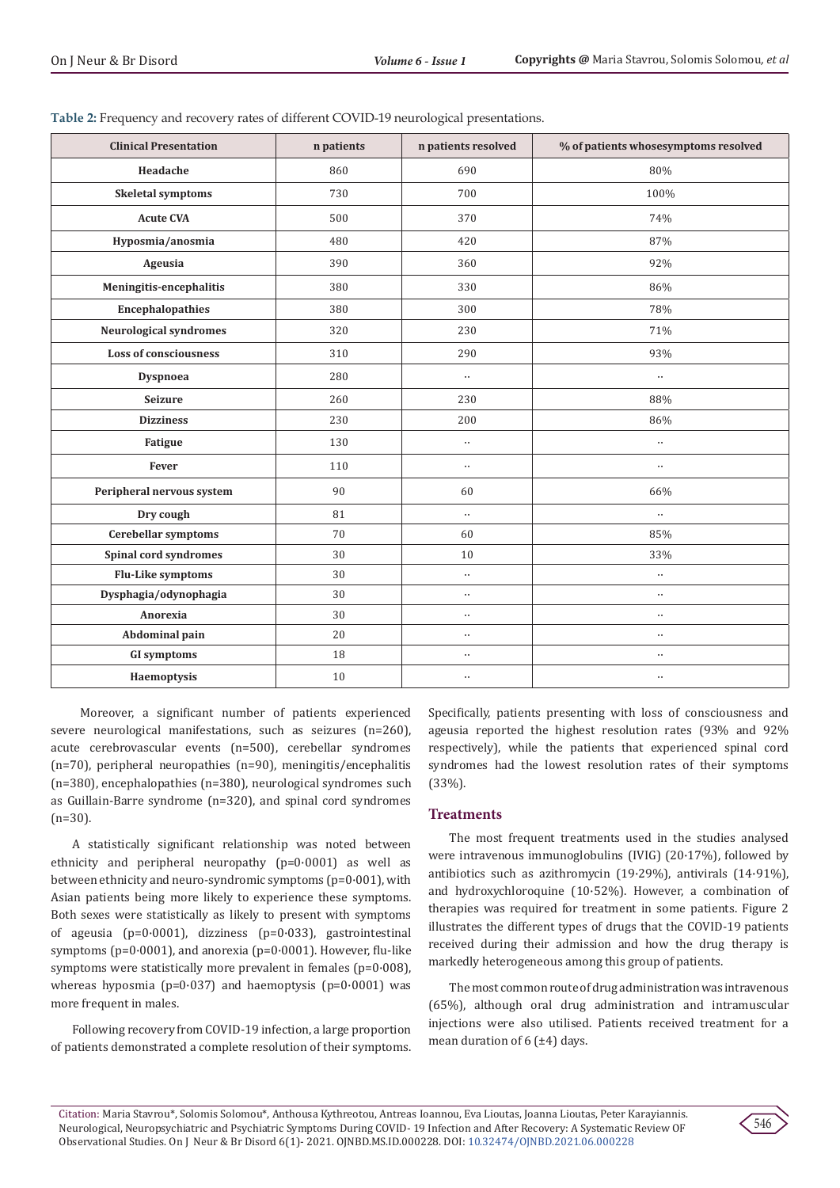**Table 2:** Frequency and recovery rates of different COVID-19 neurological presentations.

| Clinical Presentation | n patients | n patients resolved | % of patients whosesymptoms resolved |
|---|---|---|---|
| Headache | 860 | 690 | 80% |
| Skeletal symptoms | 730 | 700 | 100% |
| Acute CVA | 500 | 370 | 74% |
| Hyposmia/anosmia | 480 | 420 | 87% |
| Ageusia | 390 | 360 | 92% |
| Meningitis-encephalitis | 380 | 330 | 86% |
| Encephalopathies | 380 | 300 | 78% |
| Neurological syndromes | 320 | 230 | 71% |
| Loss of consciousness | 310 | 290 | 93% |
| Dyspnoea | 280 | .. | .. |
| Seizure | 260 | 230 | 88% |
| Dizziness | 230 | 200 | 86% |
| Fatigue | 130 | .. | .. |
| Fever | 110 | .. | .. |
| Peripheral nervous system | 90 | 60 | 66% |
| Dry cough | 81 | .. | .. |
| Cerebellar symptoms | 70 | 60 | 85% |
| Spinal cord syndromes | 30 | 10 | 33% |
| Flu-Like symptoms | 30 | .. | .. |
| Dysphagia/odynophagia | 30 | .. | .. |
| Anorexia | 30 | .. | .. |
| Abdominal pain | 20 | .. | .. |
| GI symptoms | 18 | .. | .. |
| Haemoptysis | 10 | .. | .. |

Moreover, a significant number of patients experienced severe neurological manifestations, such as seizures (n=260), acute cerebrovascular events (n=500), cerebellar syndromes (n=70), peripheral neuropathies (n=90), meningitis/encephalitis (n=380), encephalopathies (n=380), neurological syndromes such as Guillain-Barre syndrome (n=320), and spinal cord syndromes (n=30).

A statistically significant relationship was noted between ethnicity and peripheral neuropathy (p=0·0001) as well as between ethnicity and neuro-syndromic symptoms (p=0·001), with Asian patients being more likely to experience these symptoms. Both sexes were statistically as likely to present with symptoms of ageusia (p=0·0001), dizziness (p=0·033), gastrointestinal symptoms (p=0·0001), and anorexia (p=0·0001). However, flu-like symptoms were statistically more prevalent in females (p=0·008), whereas hyposmia (p=0·037) and haemoptysis (p=0·0001) was more frequent in males.

Following recovery from COVID-19 infection, a large proportion of patients demonstrated a complete resolution of their symptoms. Specifically, patients presenting with loss of consciousness and ageusia reported the highest resolution rates (93% and 92% respectively), while the patients that experienced spinal cord syndromes had the lowest resolution rates of their symptoms (33%).

## Treatments

The most frequent treatments used in the studies analysed were intravenous immunoglobulins (IVIG) (20·17%), followed by antibiotics such as azithromycin (19·29%), antivirals (14·91%), and hydroxychloroquine (10·52%). However, a combination of therapies was required for treatment in some patients. Figure 2 illustrates the different types of drugs that the COVID-19 patients received during their admission and how the drug therapy is markedly heterogeneous among this group of patients.

The most common route of drug administration was intravenous (65%), although oral drug administration and intramuscular injections were also utilised. Patients received treatment for a mean duration of 6 (±4) days.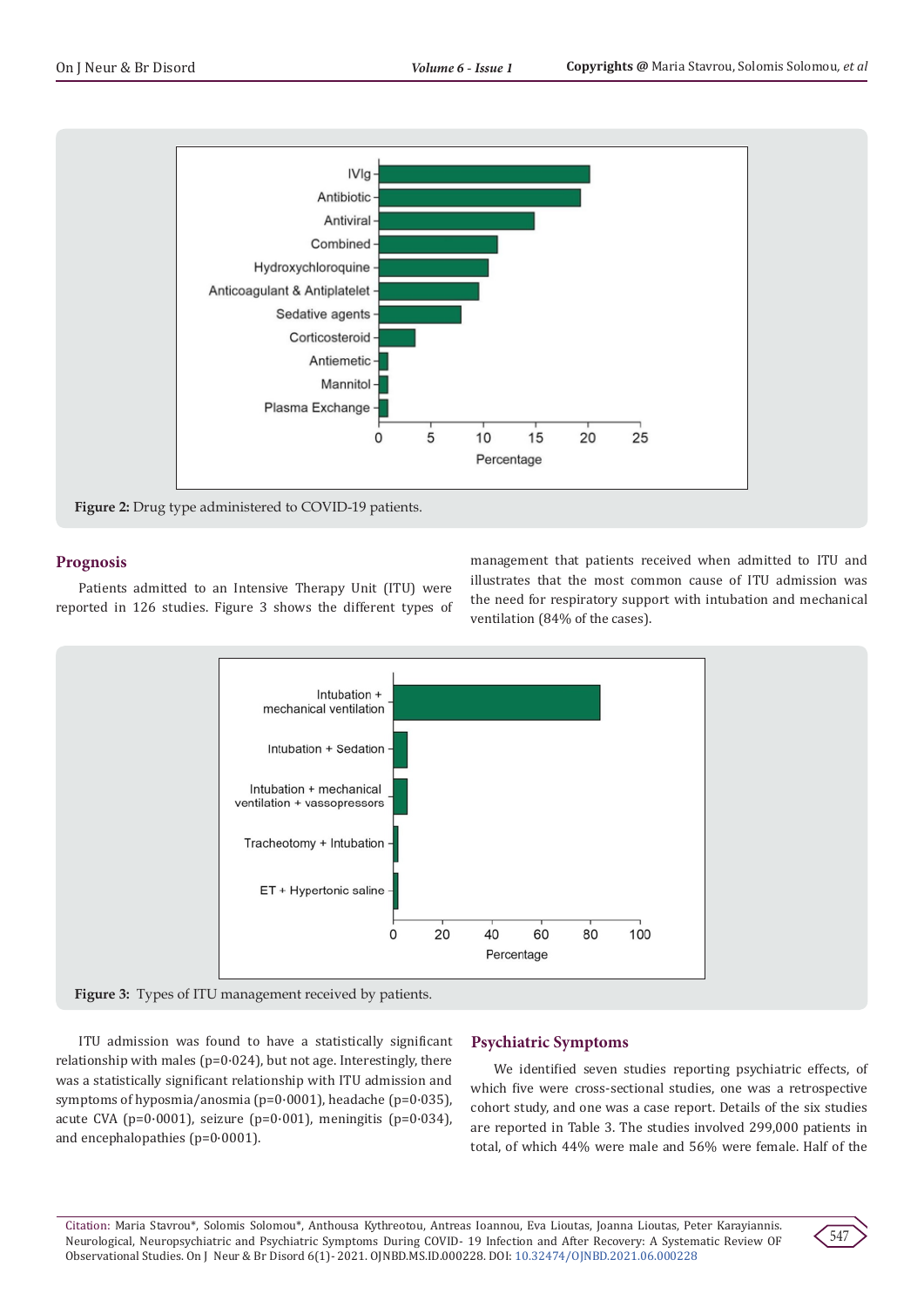**Figure 2:** Drug type administered to COVID-19 patients.

## Prognosis

Patients admitted to an Intensive Therapy Unit (ITU) were reported in 126 studies. Figure 3 shows the different types of management that patients received when admitted to ITU and illustrates that the most common cause of ITU admission was the need for respiratory support with intubation and mechanical ventilation (84% of the cases).

**Figure 3:** Types of ITU management received by patients.

ITU admission was found to have a statistically significant relationship with males (p=0·024), but not age. Interestingly, there was a statistically significant relationship with ITU admission and symptoms of hyposmia/anosmia (p=0·0001), headache (p=0·035), acute CVA (p=0·0001), seizure (p=0·001), meningitis (p=0·034), and encephalopathies (p=0·0001).

## Psychiatric Symptoms

We identified seven studies reporting psychiatric effects, of which five were cross-sectional studies, one was a retrospective cohort study, and one was a case report. Details of the six studies are reported in Table 3. The studies involved 299,000 patients in total, of which 44% were male and 56% were female. Half of the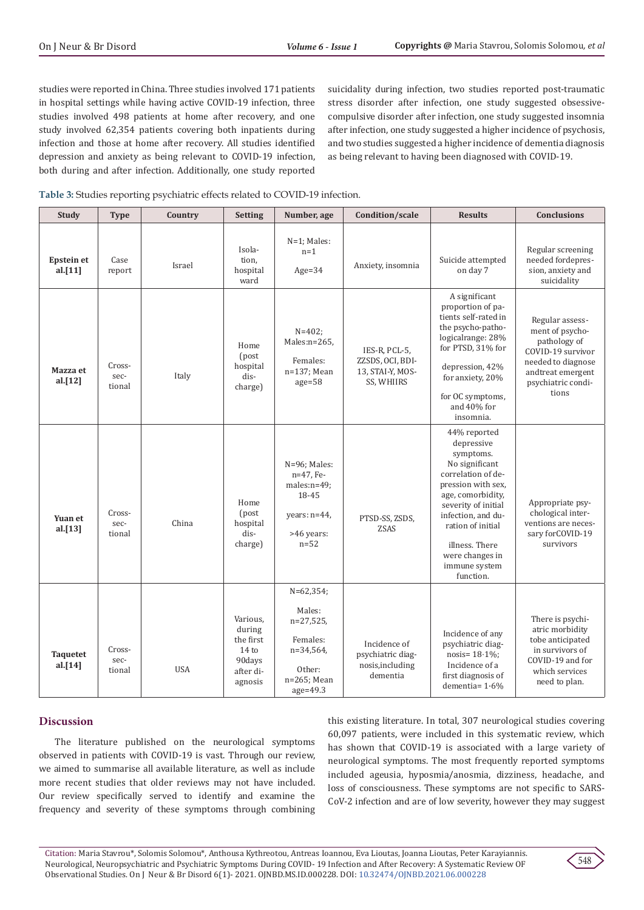studies were reported in China. Three studies involved 171 patients in hospital settings while having active COVID-19 infection, three studies involved 498 patients at home after recovery, and one study involved 62,354 patients covering both inpatients during infection and those at home after recovery. All studies identified depression and anxiety as being relevant to COVID-19 infection, both during and after infection. Additionally, one study reported suicidality during infection, two studies reported post-traumatic stress disorder after infection, one study suggested obsessive-compulsive disorder after infection, one study suggested insomnia after infection, one study suggested a higher incidence of psychosis, and two studies suggested a higher incidence of dementia diagnosis as being relevant to having been diagnosed with COVID-19.

**Table 3:** Studies reporting psychiatric effects related to COVID-19 infection.

| Study | Type | Country | Setting | Number, age | Condition/scale | Results | Conclusions |
|---|---|---|---|---|---|---|---|
| **Epstein et al.[11]** | Case report | Israel | Isolation, hospital ward | N=1; Males: n=1 Age=34 | Anxiety, insomnia | Suicide attempted on day 7 | Regular screening needed fordepression, anxiety and suicidality |
| **Mazza et al.[12]** | Cross-sectional | Italy | Home (post hospital discharge) | N=402; Males:n=265, Females: n=137; Mean age=58 | IES-R, PCL-5, ZZSDS, OCI, BDI-13, STAI-Y, MOS-SS, WHIIRS | A significant proportion of patients self-rated in the psycho-pathologicalrange: 28% for PTSD, 31% for depression, 42% for anxiety, 20% for OC symptoms, and 40% for insomnia. | Regular assessment of psychopathology of COVID-19 survivor needed to diagnose andtreat emergent psychiatric conditions |
| **Yuan et al.[13]** | Cross-sectional | China | Home (post hospital discharge) | N=96; Males: n=47, Females:n=49; 18-45 years: n=44, >46 years: n=52 | PTSD-SS, ZSDS, ZSAS | 44% reported depressive symptoms. No significant correlation of depression with sex, age, comorbidity, severity of initial infection, and duration of initial illness. There were changes in immune system function. | Appropriate psychological interventions are necessary forCOVID-19 survivors |
| **Taquetet al.[14]** | Cross-sectional | USA | Various, during the first 14 to 90days after diagnosis | N=62,354; Males: n=27,525, Females: n=34,564, Other: n=265; Mean age=49.3 | Incidence of psychiatric diagnosis,including dementia | Incidence of any psychiatric diagnosis= 18·1%; Incidence of a first diagnosis of dementia= 1·6% | There is psychiatric morbidity tobe anticipated in survivors of COVID-19 and for which services need to plan. |

## Discussion

The literature published on the neurological symptoms observed in patients with COVID-19 is vast. Through our review, we aimed to summarise all available literature, as well as include more recent studies that older reviews may not have included. Our review specifically served to identify and examine the frequency and severity of these symptoms through combining this existing literature. In total, 307 neurological studies covering 60,097 patients, were included in this systematic review, which has shown that COVID-19 is associated with a large variety of neurological symptoms. The most frequently reported symptoms included ageusia, hyposmia/anosmia, dizziness, headache, and loss of consciousness. These symptoms are not specific to SARS-CoV-2 infection and are of low severity, however they may suggest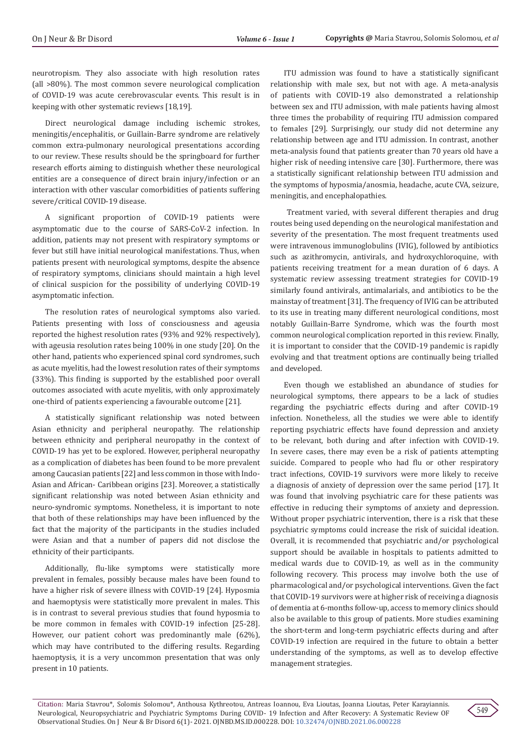neurotropism. They also associate with high resolution rates (all >80%). The most common severe neurological complication of COVID-19 was acute cerebrovascular events. This result is in keeping with other systematic reviews [18,19].

Direct neurological damage including ischemic strokes, meningitis/encephalitis, or Guillain-Barre syndrome are relatively common extra-pulmonary neurological presentations according to our review. These results should be the springboard for further research efforts aiming to distinguish whether these neurological entities are a consequence of direct brain injury/infection or an interaction with other vascular comorbidities of patients suffering severe/critical COVID-19 disease.

A significant proportion of COVID-19 patients were asymptomatic due to the course of SARS-CoV-2 infection. In addition, patients may not present with respiratory symptoms or fever but still have initial neurological manifestations. Thus, when patients present with neurological symptoms, despite the absence of respiratory symptoms, clinicians should maintain a high level of clinical suspicion for the possibility of underlying COVID-19 asymptomatic infection.

The resolution rates of neurological symptoms also varied. Patients presenting with loss of consciousness and ageusia reported the highest resolution rates (93% and 92% respectively), with ageusia resolution rates being 100% in one study [20]. On the other hand, patients who experienced spinal cord syndromes, such as acute myelitis, had the lowest resolution rates of their symptoms (33%). This finding is supported by the established poor overall outcomes associated with acute myelitis, with only approximately one-third of patients experiencing a favourable outcome [21].

A statistically significant relationship was noted between Asian ethnicity and peripheral neuropathy. The relationship between ethnicity and peripheral neuropathy in the context of COVID-19 has yet to be explored. However, peripheral neuropathy as a complication of diabetes has been found to be more prevalent among Caucasian patients [22] and less common in those with Indo-Asian and African- Caribbean origins [23]. Moreover, a statistically significant relationship was noted between Asian ethnicity and neuro-syndromic symptoms. Nonetheless, it is important to note that both of these relationships may have been influenced by the fact that the majority of the participants in the studies included were Asian and that a number of papers did not disclose the ethnicity of their participants.

Additionally, flu-like symptoms were statistically more prevalent in females, possibly because males have been found to have a higher risk of severe illness with COVID-19 [24]. Hyposmia and haemoptysis were statistically more prevalent in males. This is in contrast to several previous studies that found hyposmia to be more common in females with COVID-19 infection [25-28]. However, our patient cohort was predominantly male (62%), which may have contributed to the differing results. Regarding haemoptysis, it is a very uncommon presentation that was only present in 10 patients.

ITU admission was found to have a statistically significant relationship with male sex, but not with age. A meta-analysis of patients with COVID-19 also demonstrated a relationship between sex and ITU admission, with male patients having almost three times the probability of requiring ITU admission compared to females [29]. Surprisingly, our study did not determine any relationship between age and ITU admission. In contrast, another meta-analysis found that patients greater than 70 years old have a higher risk of needing intensive care [30]. Furthermore, there was a statistically significant relationship between ITU admission and the symptoms of hyposmia/anosmia, headache, acute CVA, seizure, meningitis, and encephalopathies.

Treatment varied, with several different therapies and drug routes being used depending on the neurological manifestation and severity of the presentation. The most frequent treatments used were intravenous immunoglobulins (IVIG), followed by antibiotics such as azithromycin, antivirals, and hydroxychloroquine, with patients receiving treatment for a mean duration of 6 days. A systematic review assessing treatment strategies for COVID-19 similarly found antivirals, antimalarials, and antibiotics to be the mainstay of treatment [31]. The frequency of IVIG can be attributed to its use in treating many different neurological conditions, most notably Guillain-Barre Syndrome, which was the fourth most common neurological complication reported in this review. Finally, it is important to consider that the COVID-19 pandemic is rapidly evolving and that treatment options are continually being trialled and developed.

Even though we established an abundance of studies for neurological symptoms, there appears to be a lack of studies regarding the psychiatric effects during and after COVID-19 infection. Nonetheless, all the studies we were able to identify reporting psychiatric effects have found depression and anxiety to be relevant, both during and after infection with COVID-19. In severe cases, there may even be a risk of patients attempting suicide. Compared to people who had flu or other respiratory tract infections, COVID-19 survivors were more likely to receive a diagnosis of anxiety of depression over the same period [17]. It was found that involving psychiatric care for these patients was effective in reducing their symptoms of anxiety and depression. Without proper psychiatric intervention, there is a risk that these psychiatric symptoms could increase the risk of suicidal ideation. Overall, it is recommended that psychiatric and/or psychological support should be available in hospitals to patients admitted to medical wards due to COVID-19, as well as in the community following recovery. This process may involve both the use of pharmacological and/or psychological interventions. Given the fact that COVID-19 survivors were at higher risk of receiving a diagnosis of dementia at 6-months follow-up, access to memory clinics should also be available to this group of patients. More studies examining the short-term and long-term psychiatric effects during and after COVID-19 infection are required in the future to obtain a better understanding of the symptoms, as well as to develop effective management strategies.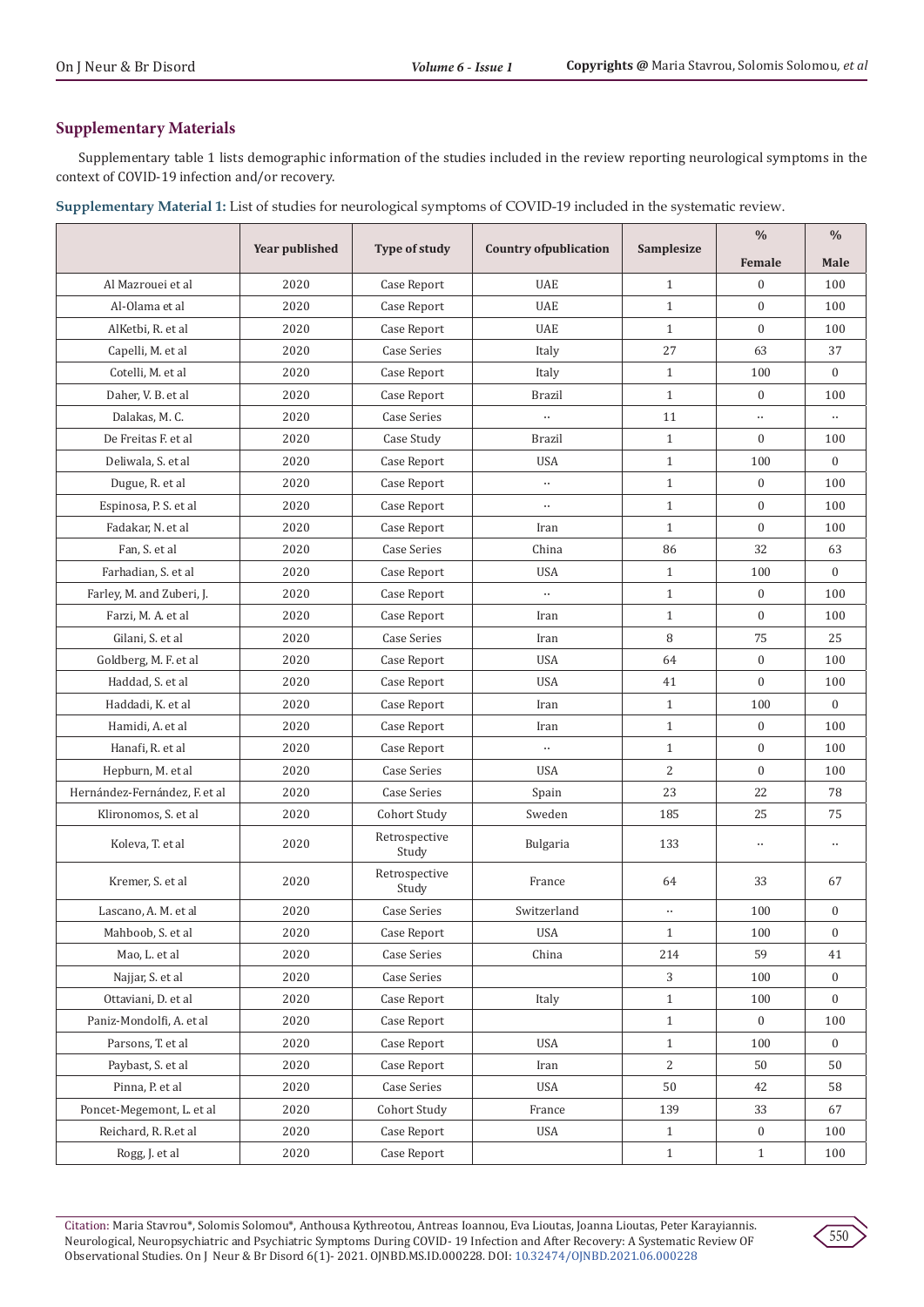## Supplementary Materials

Supplementary table 1 lists demographic information of the studies included in the review reporting neurological symptoms in the context of COVID-19 infection and/or recovery.

**Supplementary Material 1:** List of studies for neurological symptoms of COVID-19 included in the systematic review.

| | Year published | Type of study | Country ofpublication | Samplesize | % Female | % Male |
|---|---|---|---|---|---|---|
| Al Mazrouei et al | 2020 | Case Report | UAE | 1 | 0 | 100 |
| Al-Olama et al | 2020 | Case Report | UAE | 1 | 0 | 100 |
| AlKetbi, R. et al | 2020 | Case Report | UAE | 1 | 0 | 100 |
| Capelli, M. et al | 2020 | Case Series | Italy | 27 | 63 | 37 |
| Cotelli, M. et al | 2020 | Case Report | Italy | 1 | 100 | 0 |
| Daher, V. B. et al | 2020 | Case Report | Brazil | 1 | 0 | 100 |
| Dalakas, M. C. | 2020 | Case Series | .. | 11 | .. | .. |
| De Freitas F. et al | 2020 | Case Study | Brazil | 1 | 0 | 100 |
| Deliwala, S. et al | 2020 | Case Report | USA | 1 | 100 | 0 |
| Dugue, R. et al | 2020 | Case Report | .. | 1 | 0 | 100 |
| Espinosa, P. S. et al | 2020 | Case Report | .. | 1 | 0 | 100 |
| Fadakar, N. et al | 2020 | Case Report | Iran | 1 | 0 | 100 |
| Fan, S. et al | 2020 | Case Series | China | 86 | 32 | 63 |
| Farhadian, S. et al | 2020 | Case Report | USA | 1 | 100 | 0 |
| Farley, M. and Zuberi, J. | 2020 | Case Report | .. | 1 | 0 | 100 |
| Farzi, M. A. et al | 2020 | Case Report | Iran | 1 | 0 | 100 |
| Gilani, S. et al | 2020 | Case Series | Iran | 8 | 75 | 25 |
| Goldberg, M. F. et al | 2020 | Case Report | USA | 64 | 0 | 100 |
| Haddad, S. et al | 2020 | Case Report | USA | 41 | 0 | 100 |
| Haddadi, K. et al | 2020 | Case Report | Iran | 1 | 100 | 0 |
| Hamidi, A. et al | 2020 | Case Report | Iran | 1 | 0 | 100 |
| Hanafi, R. et al | 2020 | Case Report | .. | 1 | 0 | 100 |
| Hepburn, M. et al | 2020 | Case Series | USA | 2 | 0 | 100 |
| Hernández-Fernández, F. et al | 2020 | Case Series | Spain | 23 | 22 | 78 |
| Klironomos, S. et al | 2020 | Cohort Study | Sweden | 185 | 25 | 75 |
| Koleva, T. et al | 2020 | Retrospective Study | Bulgaria | 133 | .. | .. |
| Kremer, S. et al | 2020 | Retrospective Study | France | 64 | 33 | 67 |
| Lascano, A. M. et al | 2020 | Case Series | Switzerland | .. | 100 | 0 |
| Mahboob, S. et al | 2020 | Case Report | USA | 1 | 100 | 0 |
| Mao, L. et al | 2020 | Case Series | China | 214 | 59 | 41 |
| Najjar, S. et al | 2020 | Case Series | | 3 | 100 | 0 |
| Ottaviani, D. et al | 2020 | Case Report | Italy | 1 | 100 | 0 |
| Paniz-Mondolfi, A. et al | 2020 | Case Report | | 1 | 0 | 100 |
| Parsons, T. et al | 2020 | Case Report | USA | 1 | 100 | 0 |
| Paybast, S. et al | 2020 | Case Report | Iran | 2 | 50 | 50 |
| Pinna, P. et al | 2020 | Case Series | USA | 50 | 42 | 58 |
| Poncet-Megemont, L. et al | 2020 | Cohort Study | France | 139 | 33 | 67 |
| Reichard, R. R.et al | 2020 | Case Report | USA | 1 | 0 | 100 |
| Rogg, J. et al | 2020 | Case Report | | 1 | 1 | 100 |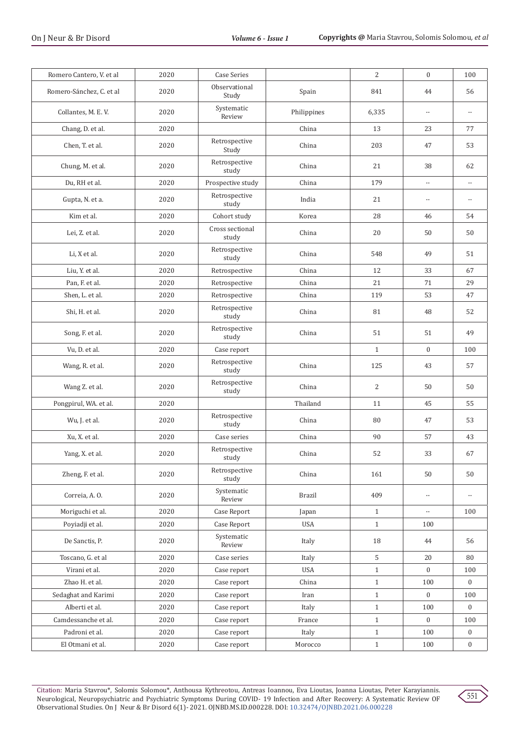| Romero Cantero, V. et al | 2020 | Case Series | | 2 | 0 | 100 |
|---|---|---|---|---|---|---|
| Romero-Sánchez, C. et al | 2020 | Observational Study | Spain | 841 | 44 | 56 |
| Collantes, M. E. V. | 2020 | Systematic Review | Philippines | 6,335 | .. | .. |
| Chang, D. et al. | 2020 | | China | 13 | 23 | 77 |
| Chen, T. et al. | 2020 | Retrospective Study | China | 203 | 47 | 53 |
| Chung, M. et al. | 2020 | Retrospective study | China | 21 | 38 | 62 |
| Du, RH et al. | 2020 | Prospective study | China | 179 | .. | .. |
| Gupta, N. et a. | 2020 | Retrospective study | India | 21 | .. | .. |
| Kim et al. | 2020 | Cohort study | Korea | 28 | 46 | 54 |
| Lei, Z. et al. | 2020 | Cross sectional study | China | 20 | 50 | 50 |
| Li, X et al. | 2020 | Retrospective study | China | 548 | 49 | 51 |
| Liu, Y. et al. | 2020 | Retrospective | China | 12 | 33 | 67 |
| Pan, F. et al. | 2020 | Retrospective | China | 21 | 71 | 29 |
| Shen, L. et al. | 2020 | Retrospective | China | 119 | 53 | 47 |
| Shi, H. et al. | 2020 | Retrospective study | China | 81 | 48 | 52 |
| Song, F. et al. | 2020 | Retrospective study | China | 51 | 51 | 49 |
| Vu, D. et al. | 2020 | Case report | | 1 | 0 | 100 |
| Wang, R. et al. | 2020 | Retrospective study | China | 125 | 43 | 57 |
| Wang Z. et al. | 2020 | Retrospective study | China | 2 | 50 | 50 |
| Pongpirul, WA. et al. | 2020 | | Thailand | 11 | 45 | 55 |
| Wu, J. et al. | 2020 | Retrospective study | China | 80 | 47 | 53 |
| Xu, X. et al. | 2020 | Case series | China | 90 | 57 | 43 |
| Yang, X. et al. | 2020 | Retrospective study | China | 52 | 33 | 67 |
| Zheng, F. et al. | 2020 | Retrospective study | China | 161 | 50 | 50 |
| Correia, A. O. | 2020 | Systematic Review | Brazil | 409 | .. | .. |
| Moriguchi et al. | 2020 | Case Report | Japan | 1 | .. | 100 |
| Poyiadji et al. | 2020 | Case Report | USA | 1 | 100 | |
| De Sanctis, P. | 2020 | Systematic Review | Italy | 18 | 44 | 56 |
| Toscano, G. et al | 2020 | Case series | Italy | 5 | 20 | 80 |
| Virani et al. | 2020 | Case report | USA | 1 | 0 | 100 |
| Zhao H. et al. | 2020 | Case report | China | 1 | 100 | 0 |
| Sedaghat and Karimi | 2020 | Case report | Iran | 1 | 0 | 100 |
| Alberti et al. | 2020 | Case report | Italy | 1 | 100 | 0 |
| Camdessanche et al. | 2020 | Case report | France | 1 | 0 | 100 |
| Padroni et al. | 2020 | Case report | Italy | 1 | 100 | 0 |
| El Otmani et al. | 2020 | Case report | Morocco | 1 | 100 | 0 |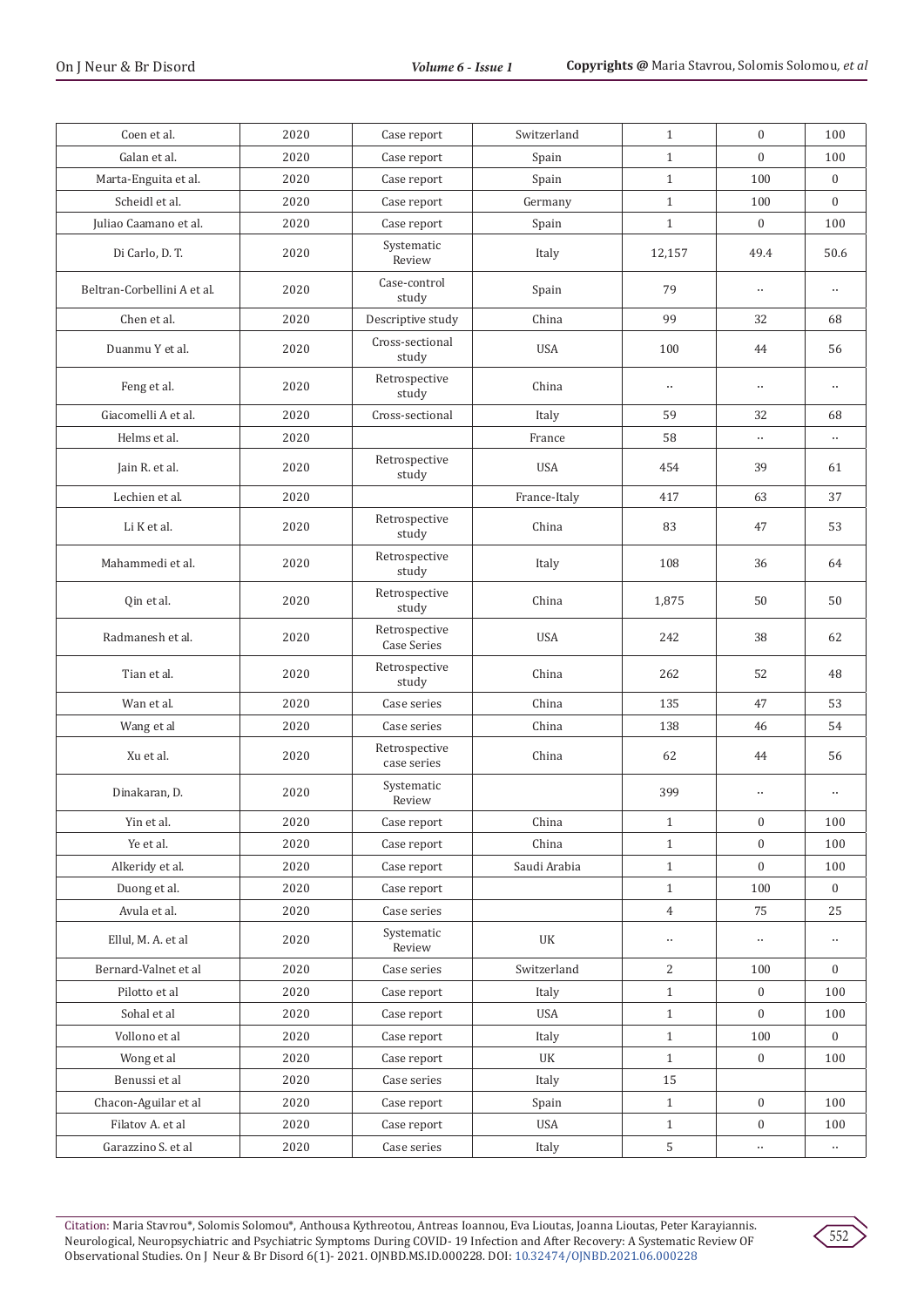| Coen et al. | 2020 | Case report | Switzerland | 1 | 0 | 100 |
|---|---|---|---|---|---|---|
| Galan et al. | 2020 | Case report | Spain | 1 | 0 | 100 |
| Marta-Enguita et al. | 2020 | Case report | Spain | 1 | 100 | 0 |
| Scheidl et al. | 2020 | Case report | Germany | 1 | 100 | 0 |
| Juliao Caamano et al. | 2020 | Case report | Spain | 1 | 0 | 100 |
| Di Carlo, D. T. | 2020 | Systematic Review | Italy | 12,157 | 49.4 | 50.6 |
| Beltran-Corbellini A et al. | 2020 | Case-control study | Spain | 79 | .. | .. |
| Chen et al. | 2020 | Descriptive study | China | 99 | 32 | 68 |
| Duanmu Y et al. | 2020 | Cross-sectional study | USA | 100 | 44 | 56 |
| Feng et al. | 2020 | Retrospective study | China | .. | .. | .. |
| Giacomelli A et al. | 2020 | Cross-sectional | Italy | 59 | 32 | 68 |
| Helms et al. | 2020 | | France | 58 | .. | .. |
| Jain R. et al. | 2020 | Retrospective study | USA | 454 | 39 | 61 |
| Lechien et al. | 2020 | | France-Italy | 417 | 63 | 37 |
| Li K et al. | 2020 | Retrospective study | China | 83 | 47 | 53 |
| Mahammedi et al. | 2020 | Retrospective study | Italy | 108 | 36 | 64 |
| Qin et al. | 2020 | Retrospective study | China | 1,875 | 50 | 50 |
| Radmanesh et al. | 2020 | Retrospective Case Series | USA | 242 | 38 | 62 |
| Tian et al. | 2020 | Retrospective study | China | 262 | 52 | 48 |
| Wan et al. | 2020 | Case series | China | 135 | 47 | 53 |
| Wang et al | 2020 | Case series | China | 138 | 46 | 54 |
| Xu et al. | 2020 | Retrospective case series | China | 62 | 44 | 56 |
| Dinakaran, D. | 2020 | Systematic Review | | 399 | .. | .. |
| Yin et al. | 2020 | Case report | China | 1 | 0 | 100 |
| Ye et al. | 2020 | Case report | China | 1 | 0 | 100 |
| Alkeridy et al. | 2020 | Case report | Saudi Arabia | 1 | 0 | 100 |
| Duong et al. | 2020 | Case report | | 1 | 100 | 0 |
| Avula et al. | 2020 | Case series | | 4 | 75 | 25 |
| Ellul, M. A. et al | 2020 | Systematic Review | UK | .. | .. | .. |
| Bernard-Valnet et al | 2020 | Case series | Switzerland | 2 | 100 | 0 |
| Pilotto et al | 2020 | Case report | Italy | 1 | 0 | 100 |
| Sohal et al | 2020 | Case report | USA | 1 | 0 | 100 |
| Vollono et al | 2020 | Case report | Italy | 1 | 100 | 0 |
| Wong et al | 2020 | Case report | UK | 1 | 0 | 100 |
| Benussi et al | 2020 | Case series | Italy | 15 | | |
| Chacon-Aguilar et al | 2020 | Case report | Spain | 1 | 0 | 100 |
| Filatov A. et al | 2020 | Case report | USA | 1 | 0 | 100 |
| Garazzino S. et al | 2020 | Case series | Italy | 5 | .. | .. |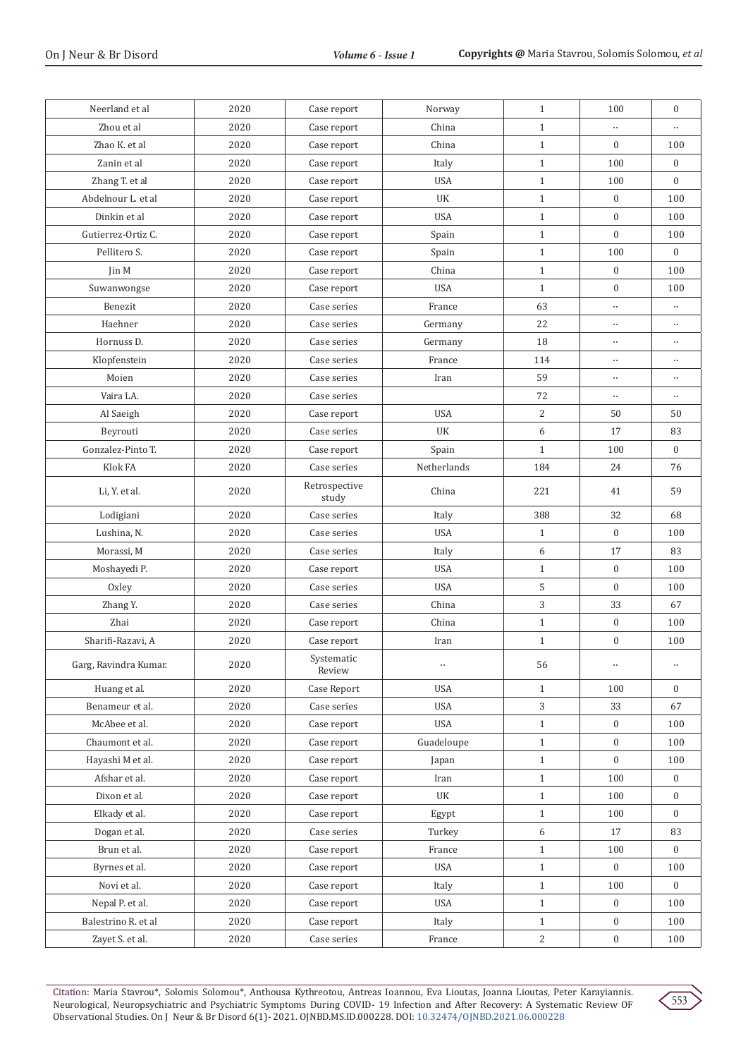| | | | | | | |
|---|---|---|---|---|---|---|
| Neerland et al | 2020 | Case report | Norway | 1 | 100 | 0 |
| Zhou et al | 2020 | Case report | China | 1 | .. | .. |
| Zhao K. et al | 2020 | Case report | China | 1 | 0 | 100 |
| Zanin et al | 2020 | Case report | Italy | 1 | 100 | 0 |
| Zhang T. et al | 2020 | Case report | USA | 1 | 100 | 0 |
| Abdelnour L. et al | 2020 | Case report | UK | 1 | 0 | 100 |
| Dinkin et al | 2020 | Case report | USA | 1 | 0 | 100 |
| Gutierrez-Ortiz C. | 2020 | Case report | Spain | 1 | 0 | 100 |
| Pellitero S. | 2020 | Case report | Spain | 1 | 100 | 0 |
| Jin M | 2020 | Case report | China | 1 | 0 | 100 |
| Suwanwongse | 2020 | Case report | USA | 1 | 0 | 100 |
| Benezit | 2020 | Case series | France | 63 | .. | .. |
| Haehner | 2020 | Case series | Germany | 22 | .. | .. |
| Hornuss D. | 2020 | Case series | Germany | 18 | .. | .. |
| Klopfenstein | 2020 | Case series | France | 114 | .. | .. |
| Moien | 2020 | Case series | Iran | 59 | .. | .. |
| Vaira LA. | 2020 | Case series | | 72 | .. | .. |
| Al Saeigh | 2020 | Case report | USA | 2 | 50 | 50 |
| Beyrouti | 2020 | Case series | UK | 6 | 17 | 83 |
| Gonzalez-Pinto T. | 2020 | Case report | Spain | 1 | 100 | 0 |
| Klok FA | 2020 | Case series | Netherlands | 184 | 24 | 76 |
| Li, Y. et al. | 2020 | Retrospective study | China | 221 | 41 | 59 |
| Lodigiani | 2020 | Case series | Italy | 388 | 32 | 68 |
| Lushina, N. | 2020 | Case series | USA | 1 | 0 | 100 |
| Morassi, M | 2020 | Case series | Italy | 6 | 17 | 83 |
| Moshayedi P. | 2020 | Case report | USA | 1 | 0 | 100 |
| Oxley | 2020 | Case series | USA | 5 | 0 | 100 |
| Zhang Y. | 2020 | Case series | China | 3 | 33 | 67 |
| Zhai | 2020 | Case report | China | 1 | 0 | 100 |
| Sharifi-Razavi, A | 2020 | Case report | Iran | 1 | 0 | 100 |
| Garg, Ravindra Kumar. | 2020 | Systematic Review | .. | 56 | .. | .. |
| Huang et al. | 2020 | Case Report | USA | 1 | 100 | 0 |
| Benameur et al. | 2020 | Case series | USA | 3 | 33 | 67 |
| McAbee et al. | 2020 | Case report | USA | 1 | 0 | 100 |
| Chaumont et al. | 2020 | Case report | Guadeloupe | 1 | 0 | 100 |
| Hayashi M et al. | 2020 | Case report | Japan | 1 | 0 | 100 |
| Afshar et al. | 2020 | Case report | Iran | 1 | 100 | 0 |
| Dixon et al. | 2020 | Case report | UK | 1 | 100 | 0 |
| Elkady et al. | 2020 | Case report | Egypt | 1 | 100 | 0 |
| Dogan et al. | 2020 | Case series | Turkey | 6 | 17 | 83 |
| Brun et al. | 2020 | Case report | France | 1 | 100 | 0 |
| Byrnes et al. | 2020 | Case report | USA | 1 | 0 | 100 |
| Novi et al. | 2020 | Case report | Italy | 1 | 100 | 0 |
| Nepal P. et al. | 2020 | Case report | USA | 1 | 0 | 100 |
| Balestrino R. et al | 2020 | Case report | Italy | 1 | 0 | 100 |
| Zayet S. et al. | 2020 | Case series | France | 2 | 0 | 100 |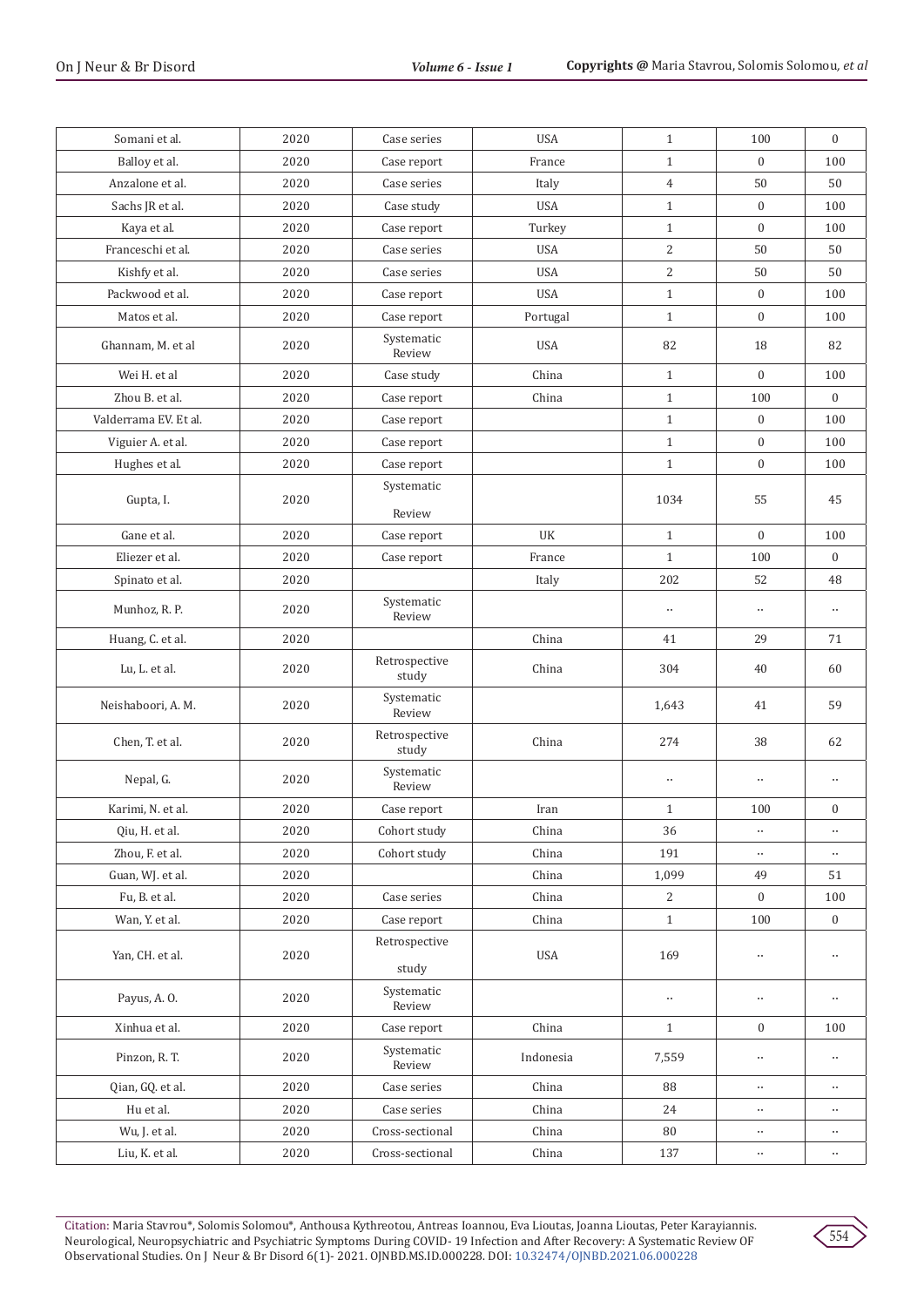| Somani et al. | 2020 | Case series | USA | 1 | 100 | 0 |
|---|---|---|---|---|---|---|
| Balloy et al. | 2020 | Case report | France | 1 | 0 | 100 |
| Anzalone et al. | 2020 | Case series | Italy | 4 | 50 | 50 |
| Sachs JR et al. | 2020 | Case study | USA | 1 | 0 | 100 |
| Kaya et al. | 2020 | Case report | Turkey | 1 | 0 | 100 |
| Franceschi et al. | 2020 | Case series | USA | 2 | 50 | 50 |
| Kishfy et al. | 2020 | Case series | USA | 2 | 50 | 50 |
| Packwood et al. | 2020 | Case report | USA | 1 | 0 | 100 |
| Matos et al. | 2020 | Case report | Portugal | 1 | 0 | 100 |
| Ghannam, M. et al | 2020 | Systematic Review | USA | 82 | 18 | 82 |
| Wei H. et al | 2020 | Case study | China | 1 | 0 | 100 |
| Zhou B. et al. | 2020 | Case report | China | 1 | 100 | 0 |
| Valderrama EV. Et al. | 2020 | Case report | | 1 | 0 | 100 |
| Viguier A. et al. | 2020 | Case report | | 1 | 0 | 100 |
| Hughes et al. | 2020 | Case report | | 1 | 0 | 100 |
| Gupta, I. | 2020 | Systematic Review | | 1034 | 55 | 45 |
| Gane et al. | 2020 | Case report | UK | 1 | 0 | 100 |
| Eliezer et al. | 2020 | Case report | France | 1 | 100 | 0 |
| Spinato et al. | 2020 | | Italy | 202 | 52 | 48 |
| Munhoz, R. P. | 2020 | Systematic Review | | .. | .. | .. |
| Huang, C. et al. | 2020 | | China | 41 | 29 | 71 |
| Lu, L. et al. | 2020 | Retrospective study | China | 304 | 40 | 60 |
| Neishaboori, A. M. | 2020 | Systematic Review | | 1,643 | 41 | 59 |
| Chen, T. et al. | 2020 | Retrospective study | China | 274 | 38 | 62 |
| Nepal, G. | 2020 | Systematic Review | | .. | .. | .. |
| Karimi, N. et al. | 2020 | Case report | Iran | 1 | 100 | 0 |
| Qiu, H. et al. | 2020 | Cohort study | China | 36 | .. | .. |
| Zhou, F. et al. | 2020 | Cohort study | China | 191 | .. | .. |
| Guan, WJ. et al. | 2020 | | China | 1,099 | 49 | 51 |
| Fu, B. et al. | 2020 | Case series | China | 2 | 0 | 100 |
| Wan, Y. et al. | 2020 | Case report | China | 1 | 100 | 0 |
| Yan, CH. et al. | 2020 | Retrospective study | USA | 169 | .. | .. |
| Payus, A. O. | 2020 | Systematic Review | | .. | .. | .. |
| Xinhua et al. | 2020 | Case report | China | 1 | 0 | 100 |
| Pinzon, R. T. | 2020 | Systematic Review | Indonesia | 7,559 | .. | .. |
| Qian, GQ. et al. | 2020 | Case series | China | 88 | .. | .. |
| Hu et al. | 2020 | Case series | China | 24 | .. | .. |
| Wu, J. et al. | 2020 | Cross-sectional | China | 80 | .. | .. |
| Liu, K. et al. | 2020 | Cross-sectional | China | 137 | .. | .. |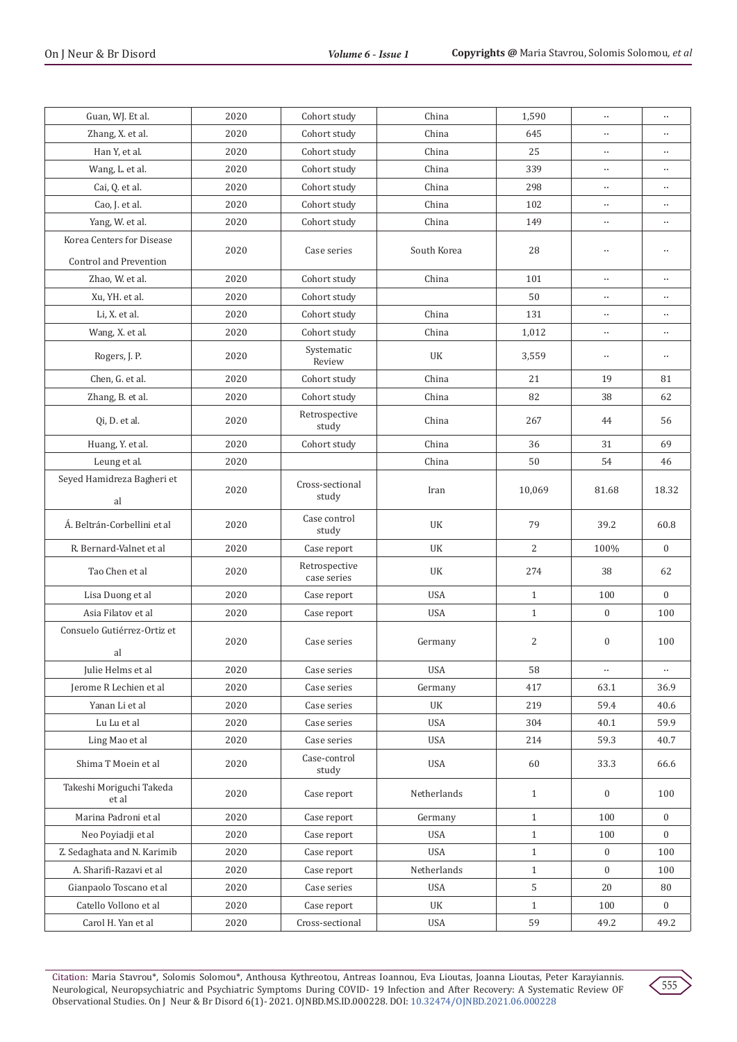| Guan, WJ. Et al. | 2020 | Cohort study | China | 1,590 | .. | .. |
|---|---|---|---|---|---|---|
| Zhang, X. et al. | 2020 | Cohort study | China | 645 | .. | .. |
| Han Y, et al. | 2020 | Cohort study | China | 25 | .. | .. |
| Wang, L. et al. | 2020 | Cohort study | China | 339 | .. | .. |
| Cai, Q. et al. | 2020 | Cohort study | China | 298 | .. | .. |
| Cao, J. et al. | 2020 | Cohort study | China | 102 | .. | .. |
| Yang, W. et al. | 2020 | Cohort study | China | 149 | .. | .. |
| Korea Centers for Disease Control and Prevention | 2020 | Case series | South Korea | 28 | .. | .. |
| Zhao, W. et al. | 2020 | Cohort study | China | 101 | .. | .. |
| Xu, YH. et al. | 2020 | Cohort study | | 50 | .. | .. |
| Li, X. et al. | 2020 | Cohort study | China | 131 | .. | .. |
| Wang, X. et al. | 2020 | Cohort study | China | 1,012 | .. | .. |
| Rogers, J. P. | 2020 | Systematic Review | UK | 3,559 | .. | .. |
| Chen, G. et al. | 2020 | Cohort study | China | 21 | 19 | 81 |
| Zhang, B. et al. | 2020 | Cohort study | China | 82 | 38 | 62 |
| Qi, D. et al. | 2020 | Retrospective study | China | 267 | 44 | 56 |
| Huang, Y. et al. | 2020 | Cohort study | China | 36 | 31 | 69 |
| Leung et al. | 2020 | | China | 50 | 54 | 46 |
| Seyed Hamidreza Bagheri et al | 2020 | Cross-sectional study | Iran | 10,069 | 81.68 | 18.32 |
| Á. Beltrán-Corbellini et al | 2020 | Case control study | UK | 79 | 39.2 | 60.8 |
| R. Bernard-Valnet et al | 2020 | Case report | UK | 2 | 100% | 0 |
| Tao Chen et al | 2020 | Retrospective case series | UK | 274 | 38 | 62 |
| Lisa Duong et al | 2020 | Case report | USA | 1 | 100 | 0 |
| Asia Filatov et al | 2020 | Case report | USA | 1 | 0 | 100 |
| Consuelo Gutiérrez-Ortiz et al | 2020 | Case series | Germany | 2 | 0 | 100 |
| Julie Helms et al | 2020 | Case series | USA | 58 | .. | .. |
| Jerome R Lechien et al | 2020 | Case series | Germany | 417 | 63.1 | 36.9 |
| Yanan Li et al | 2020 | Case series | UK | 219 | 59.4 | 40.6 |
| Lu Lu et al | 2020 | Case series | USA | 304 | 40.1 | 59.9 |
| Ling Mao et al | 2020 | Case series | USA | 214 | 59.3 | 40.7 |
| Shima T Moein et al | 2020 | Case-control study | USA | 60 | 33.3 | 66.6 |
| Takeshi Moriguchi Takeda et al | 2020 | Case report | Netherlands | 1 | 0 | 100 |
| Marina Padroni et al | 2020 | Case report | Germany | 1 | 100 | 0 |
| Neo Poyiadji et al | 2020 | Case report | USA | 1 | 100 | 0 |
| Z. Sedaghata and N. Karimib | 2020 | Case report | USA | 1 | 0 | 100 |
| A. Sharifi-Razavi et al | 2020 | Case report | Netherlands | 1 | 0 | 100 |
| Gianpaolo Toscano et al | 2020 | Case series | USA | 5 | 20 | 80 |
| Catello Vollono et al | 2020 | Case report | UK | 1 | 100 | 0 |
| Carol H. Yan et al | 2020 | Cross-sectional | USA | 59 | 49.2 | 49.2 |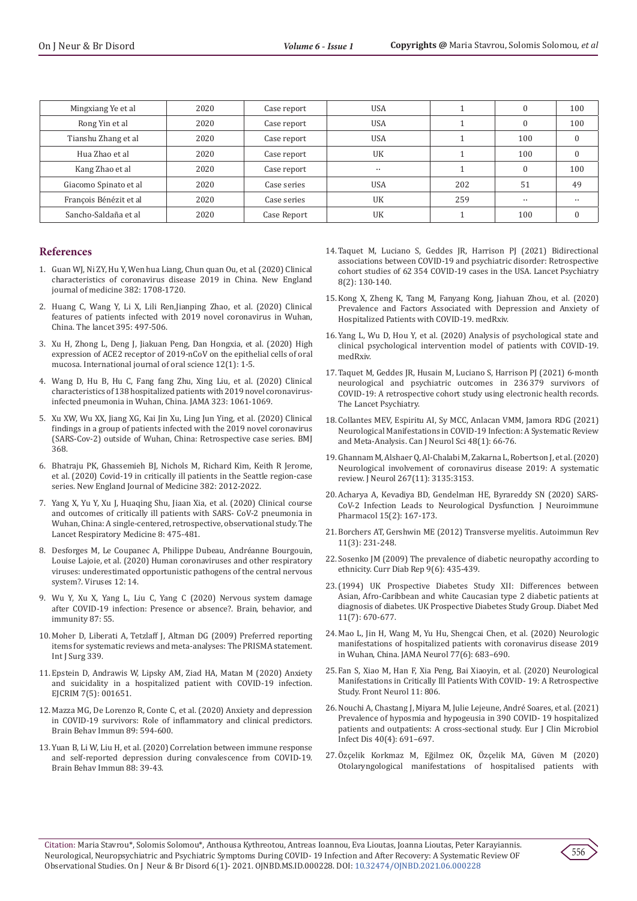| Mingxiang Ye et al | 2020 | Case report | USA | 1 | 0 | 100 |
|---|---|---|---|---|---|---|
| Rong Yin et al | 2020 | Case report | USA | 1 | 0 | 100 |
| Tianshu Zhang et al | 2020 | Case report | USA | 1 | 100 | 0 |
| Hua Zhao et al | 2020 | Case report | UK | 1 | 100 | 0 |
| Kang Zhao et al | 2020 | Case report | .. | 1 | 0 | 100 |
| Giacomo Spinato et al | 2020 | Case series | USA | 202 | 51 | 49 |
| François Bénézit et al | 2020 | Case series | UK | 259 | .. | .. |
| Sancho-Saldaña et al | 2020 | Case Report | UK | 1 | 100 | 0 |

## References

1. Guan WJ, Ni ZY, Hu Y, Wen hua Liang, Chun quan Ou, et al. (2020) Clinical characteristics of coronavirus disease 2019 in China. New England journal of medicine 382: 1708-1720.
2. Huang C, Wang Y, Li X, Lili Ren,Jianping Zhao, et al. (2020) Clinical features of patients infected with 2019 novel coronavirus in Wuhan, China. The lancet 395: 497-506.
3. Xu H, Zhong L, Deng J, Jiakuan Peng, Dan Hongxia, et al. (2020) High expression of ACE2 receptor of 2019-nCoV on the epithelial cells of oral mucosa. International journal of oral science 12(1): 1-5.
4. Wang D, Hu B, Hu C, Fang fang Zhu, Xing Liu, et al. (2020) Clinical characteristics of 138 hospitalized patients with 2019 novel coronavirus-infected pneumonia in Wuhan, China. JAMA 323: 1061-1069.
5. Xu XW, Wu XX, Jiang XG, Kai Jin Xu, Ling Jun Ying, et al. (2020) Clinical findings in a group of patients infected with the 2019 novel coronavirus (SARS-Cov-2) outside of Wuhan, China: Retrospective case series. BMJ 368.
6. Bhatraju PK, Ghassemieh BJ, Nichols M, Richard Kim, Keith R Jerome, et al. (2020) Covid-19 in critically ill patients in the Seattle region-case series. New England Journal of Medicine 382: 2012-2022.
7. Yang X, Yu Y, Xu J, Huaqing Shu, Jiaan Xia, et al. (2020) Clinical course and outcomes of critically ill patients with SARS- CoV-2 pneumonia in Wuhan, China: A single-centered, retrospective, observational study. The Lancet Respiratory Medicine 8: 475-481.
8. Desforges M, Le Coupanec A, Philippe Dubeau, Andréanne Bourgouin, Louise Lajoie, et al. (2020) Human coronaviruses and other respiratory viruses: underestimated opportunistic pathogens of the central nervous system?. Viruses 12: 14.
9. Wu Y, Xu X, Yang L, Liu C, Yang C (2020) Nervous system damage after COVID-19 infection: Presence or absence?. Brain, behavior, and immunity 87: 55.
10. Moher D, Liberati A, Tetzlaff J, Altman DG (2009) Preferred reporting items for systematic reviews and meta-analyses: The PRISMA statement. Int J Surg 339.
11. Epstein D, Andrawis W, Lipsky AM, Ziad HA, Matan M (2020) Anxiety and suicidality in a hospitalized patient with COVID-19 infection. EJCRIM 7(5): 001651.
12. Mazza MG, De Lorenzo R, Conte C, et al. (2020) Anxiety and depression in COVID-19 survivors: Role of inflammatory and clinical predictors. Brain Behav Immun 89: 594-600.
13. Yuan B, Li W, Liu H, et al. (2020) Correlation between immune response and self-reported depression during convalescence from COVID-19. Brain Behav Immun 88: 39-43.
14. Taquet M, Luciano S, Geddes JR, Harrison PJ (2021) Bidirectional associations between COVID-19 and psychiatric disorder: Retrospective cohort studies of 62 354 COVID-19 cases in the USA. Lancet Psychiatry 8(2): 130-140.
15. Kong X, Zheng K, Tang M, Fanyang Kong, Jiahuan Zhou, et al. (2020) Prevalence and Factors Associated with Depression and Anxiety of Hospitalized Patients with COVID-19. medRxiv.
16. Yang L, Wu D, Hou Y, et al. (2020) Analysis of psychological state and clinical psychological intervention model of patients with COVID-19. medRxiv.
17. Taquet M, Geddes JR, Husain M, Luciano S, Harrison PJ (2021) 6-month neurological and psychiatric outcomes in 236 379 survivors of COVID-19: A retrospective cohort study using electronic health records. The Lancet Psychiatry.
18. Collantes MEV, Espiritu AI, Sy MCC, Anlacan VMM, Jamora RDG (2021) Neurological Manifestations in COVID-19 Infection: A Systematic Review and Meta-Analysis. Can J Neurol Sci 48(1): 66-76.
19. Ghannam M, Alshaer Q, Al-Chalabi M, Zakarna L, Robertson J, et al. (2020) Neurological involvement of coronavirus disease 2019: A systematic review. J Neurol 267(11): 3135:3153.
20. Acharya A, Kevadiya BD, Gendelman HE, Byrareddy SN (2020) SARS-CoV-2 Infection Leads to Neurological Dysfunction. J Neuroimmune Pharmacol 15(2): 167-173.
21. Borchers AT, Gershwin ME (2012) Transverse myelitis. Autoimmun Rev 11(3): 231-248.
22. Sosenko JM (2009) The prevalence of diabetic neuropathy according to ethnicity. Curr Diab Rep 9(6): 435-439.
23. (1994) UK Prospective Diabetes Study XII: Differences between Asian, Afro-Caribbean and white Caucasian type 2 diabetic patients at diagnosis of diabetes. UK Prospective Diabetes Study Group. Diabet Med 11(7): 670-677.
24. Mao L, Jin H, Wang M, Yu Hu, Shengcai Chen, et al. (2020) Neurologic manifestations of hospitalized patients with coronavirus disease 2019 in Wuhan, China. JAMA Neurol 77(6): 683–690.
25. Fan S, Xiao M, Han F, Xia Peng, Bai Xiaoyin, et al. (2020) Neurological Manifestations in Critically Ill Patients With COVID- 19: A Retrospective Study. Front Neurol 11: 806.
26. Nouchi A, Chastang J, Miyara M, Julie Lejeune, André Soares, et al. (2021) Prevalence of hyposmia and hypogeusia in 390 COVID- 19 hospitalized patients and outpatients: A cross-sectional study. Eur J Clin Microbiol Infect Dis 40(4): 691–697.
27. Özçelik Korkmaz M, Eğilmez OK, Özçelik MA, Güven M (2020) Otolaryngological manifestations of hospitalised patients with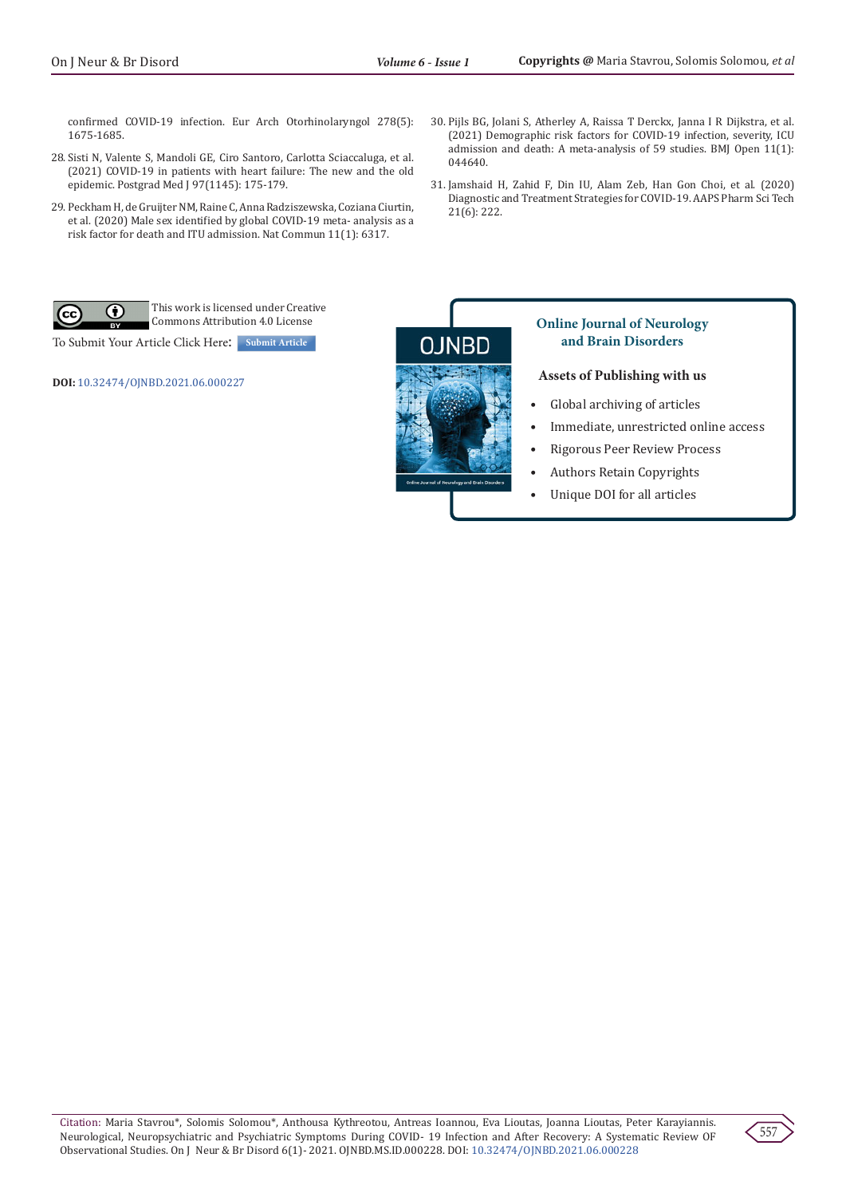confirmed COVID-19 infection. Eur Arch Otorhinolaryngol 278(5): 1675-1685.

28. Sisti N, Valente S, Mandoli GE, Ciro Santoro, Carlotta Sciaccaluga, et al. (2021) COVID-19 in patients with heart failure: The new and the old epidemic. Postgrad Med J 97(1145): 175-179.

29. Peckham H, de Gruijter NM, Raine C, Anna Radziszewska, Coziana Ciurtin, et al. (2020) Male sex identified by global COVID-19 meta- analysis as a risk factor for death and ITU admission. Nat Commun 11(1): 6317.

30. Pijls BG, Jolani S, Atherley A, Raissa T Derckx, Janna I R Dijkstra, et al. (2021) Demographic risk factors for COVID-19 infection, severity, ICU admission and death: A meta-analysis of 59 studies. BMJ Open 11(1): 044640.

31. Jamshaid H, Zahid F, Din IU, Alam Zeb, Han Gon Choi, et al. (2020) Diagnostic and Treatment Strategies for COVID-19. AAPS Pharm Sci Tech 21(6): 222.

This work is licensed under Creative Commons Attribution 4.0 License

To Submit Your Article Click Here: Submit Article

**DOI:** 10.32474/OJNBD.2021.06.000227

**Online Journal of Neurology and Brain Disorders**

**Assets of Publishing with us**

- Global archiving of articles
- Immediate, unrestricted online access
- Rigorous Peer Review Process
- Authors Retain Copyrights
- Unique DOI for all articles

Citation: Maria Stavrou*, Solomis Solomou*, Anthousa Kythreotou, Antreas Ioannou, Eva Lioutas, Joanna Lioutas, Peter Karayiannis. Neurological, Neuropsychiatric and Psychiatric Symptoms During COVID- 19 Infection and After Recovery: A Systematic Review OF Observational Studies. On J Neur & Br Disord 6(1)- 2021. OJNBD.MS.ID.000228. DOI: 10.32474/OJNBD.2021.06.000228